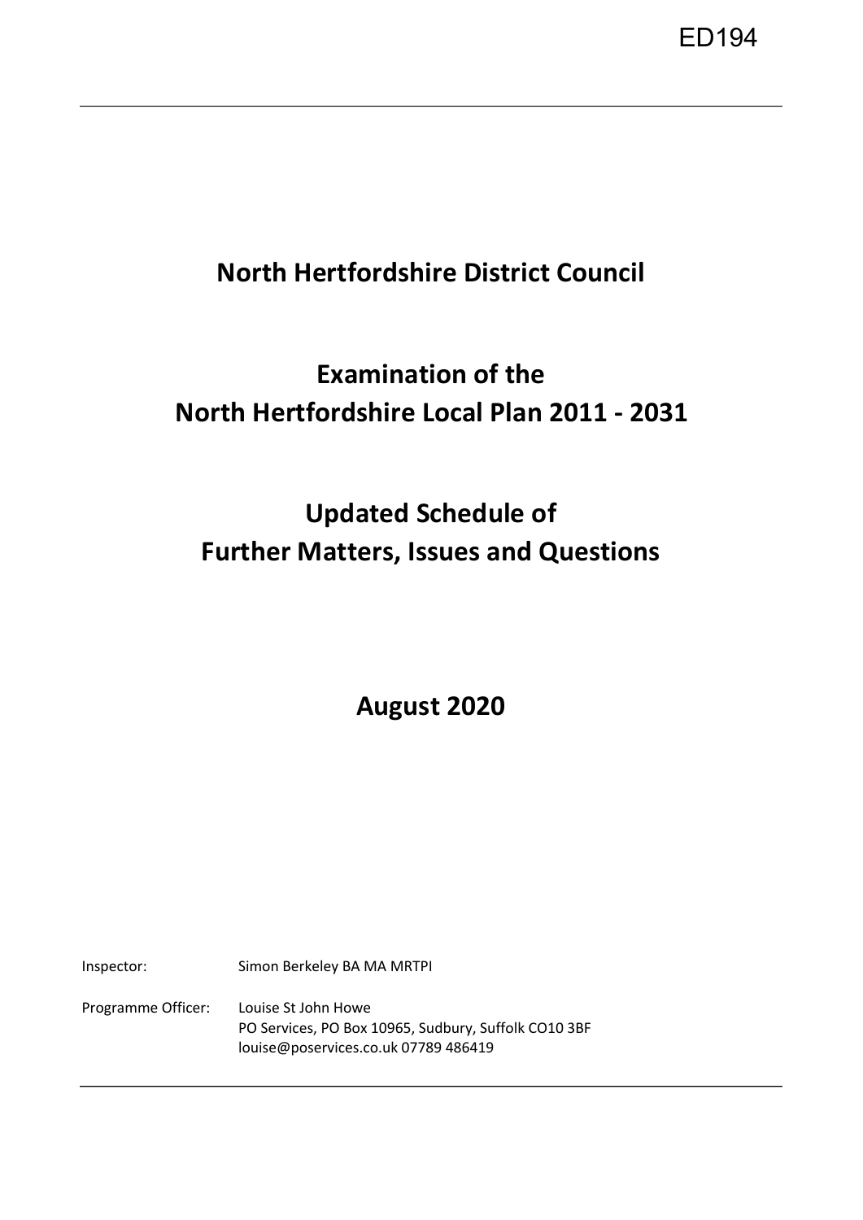ED194

# North Hertfordshire District Council

# Examination of the North Hertfordshire Local Plan 2011 - 2031

# Updated Schedule of Further Matters, Issues and Questions

## August 2020

Inspector: Simon Berkeley BA MA MRTPI

Programme Officer: Louise St John Howe
PO Services, PO Box 10965, Sudbury, Suffolk CO10 3BF
louise@poservices.co.uk 07789 486419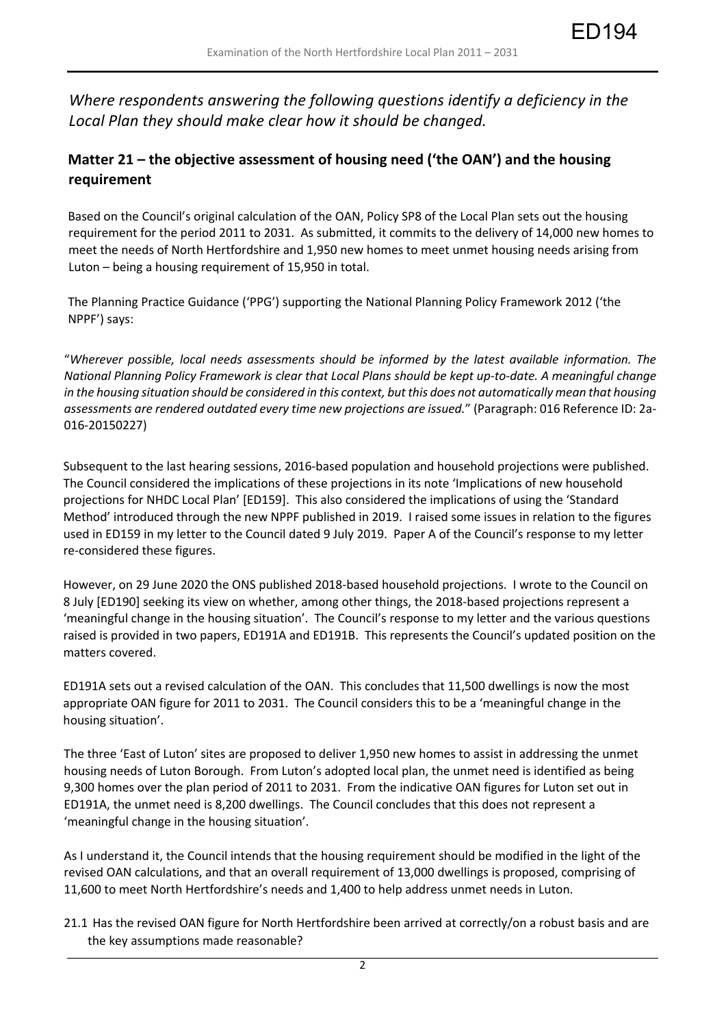*Where respondents answering the following questions identify a deficiency in the Local Plan they should make clear how it should be changed.*

## Matter 21 – the objective assessment of housing need ('the OAN') and the housing requirement

Based on the Council's original calculation of the OAN, Policy SP8 of the Local Plan sets out the housing requirement for the period 2011 to 2031. As submitted, it commits to the delivery of 14,000 new homes to meet the needs of North Hertfordshire and 1,950 new homes to meet unmet housing needs arising from Luton – being a housing requirement of 15,950 in total.

The Planning Practice Guidance ('PPG') supporting the National Planning Policy Framework 2012 ('the NPPF') says:

"*Wherever possible, local needs assessments should be informed by the latest available information. The National Planning Policy Framework is clear that Local Plans should be kept up-to-date. A meaningful change in the housing situation should be considered in this context, but this does not automatically mean that housing assessments are rendered outdated every time new projections are issued.*" (Paragraph: 016 Reference ID: 2a-016-20150227)

Subsequent to the last hearing sessions, 2016-based population and household projections were published. The Council considered the implications of these projections in its note 'Implications of new household projections for NHDC Local Plan' [ED159]. This also considered the implications of using the 'Standard Method' introduced through the new NPPF published in 2019. I raised some issues in relation to the figures used in ED159 in my letter to the Council dated 9 July 2019. Paper A of the Council's response to my letter re-considered these figures.

However, on 29 June 2020 the ONS published 2018-based household projections. I wrote to the Council on 8 July [ED190] seeking its view on whether, among other things, the 2018-based projections represent a 'meaningful change in the housing situation'. The Council's response to my letter and the various questions raised is provided in two papers, ED191A and ED191B. This represents the Council's updated position on the matters covered.

ED191A sets out a revised calculation of the OAN. This concludes that 11,500 dwellings is now the most appropriate OAN figure for 2011 to 2031. The Council considers this to be a 'meaningful change in the housing situation'.

The three 'East of Luton' sites are proposed to deliver 1,950 new homes to assist in addressing the unmet housing needs of Luton Borough. From Luton's adopted local plan, the unmet need is identified as being 9,300 homes over the plan period of 2011 to 2031. From the indicative OAN figures for Luton set out in ED191A, the unmet need is 8,200 dwellings. The Council concludes that this does not represent a 'meaningful change in the housing situation'.

As I understand it, the Council intends that the housing requirement should be modified in the light of the revised OAN calculations, and that an overall requirement of 13,000 dwellings is proposed, comprising of 11,600 to meet North Hertfordshire's needs and 1,400 to help address unmet needs in Luton.

21.1 Has the revised OAN figure for North Hertfordshire been arrived at correctly/on a robust basis and are the key assumptions made reasonable?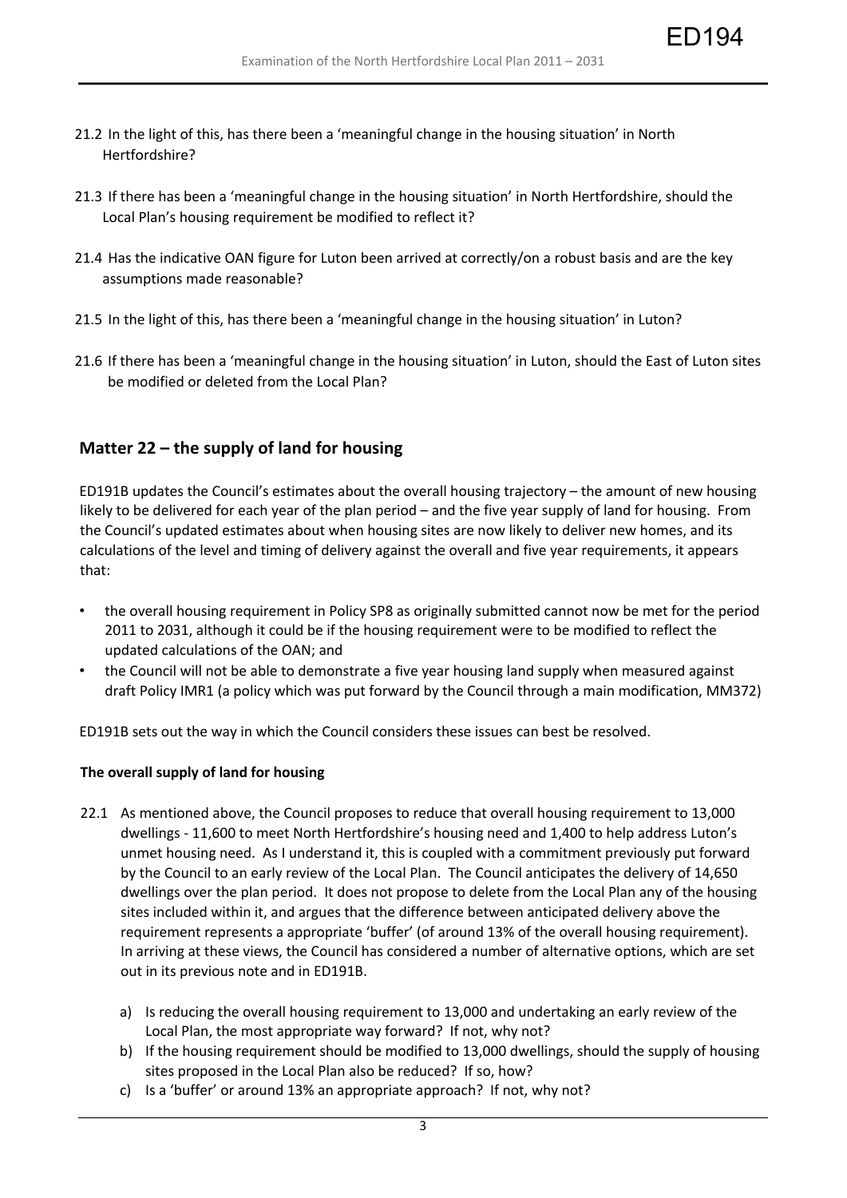21.2 In the light of this, has there been a 'meaningful change in the housing situation' in North Hertfordshire?

21.3 If there has been a 'meaningful change in the housing situation' in North Hertfordshire, should the Local Plan's housing requirement be modified to reflect it?

21.4 Has the indicative OAN figure for Luton been arrived at correctly/on a robust basis and are the key assumptions made reasonable?

21.5 In the light of this, has there been a 'meaningful change in the housing situation' in Luton?

21.6 If there has been a 'meaningful change in the housing situation' in Luton, should the East of Luton sites be modified or deleted from the Local Plan?

## Matter 22 – the supply of land for housing

ED191B updates the Council's estimates about the overall housing trajectory – the amount of new housing likely to be delivered for each year of the plan period – and the five year supply of land for housing. From the Council's updated estimates about when housing sites are now likely to deliver new homes, and its calculations of the level and timing of delivery against the overall and five year requirements, it appears that:

- the overall housing requirement in Policy SP8 as originally submitted cannot now be met for the period 2011 to 2031, although it could be if the housing requirement were to be modified to reflect the updated calculations of the OAN; and
- the Council will not be able to demonstrate a five year housing land supply when measured against draft Policy IMR1 (a policy which was put forward by the Council through a main modification, MM372)

ED191B sets out the way in which the Council considers these issues can best be resolved.

### The overall supply of land for housing

22.1 As mentioned above, the Council proposes to reduce that overall housing requirement to 13,000 dwellings - 11,600 to meet North Hertfordshire's housing need and 1,400 to help address Luton's unmet housing need. As I understand it, this is coupled with a commitment previously put forward by the Council to an early review of the Local Plan. The Council anticipates the delivery of 14,650 dwellings over the plan period. It does not propose to delete from the Local Plan any of the housing sites included within it, and argues that the difference between anticipated delivery above the requirement represents a appropriate 'buffer' (of around 13% of the overall housing requirement). In arriving at these views, the Council has considered a number of alternative options, which are set out in its previous note and in ED191B.

a) Is reducing the overall housing requirement to 13,000 and undertaking an early review of the Local Plan, the most appropriate way forward? If not, why not?

b) If the housing requirement should be modified to 13,000 dwellings, should the supply of housing sites proposed in the Local Plan also be reduced? If so, how?

c) Is a 'buffer' or around 13% an appropriate approach? If not, why not?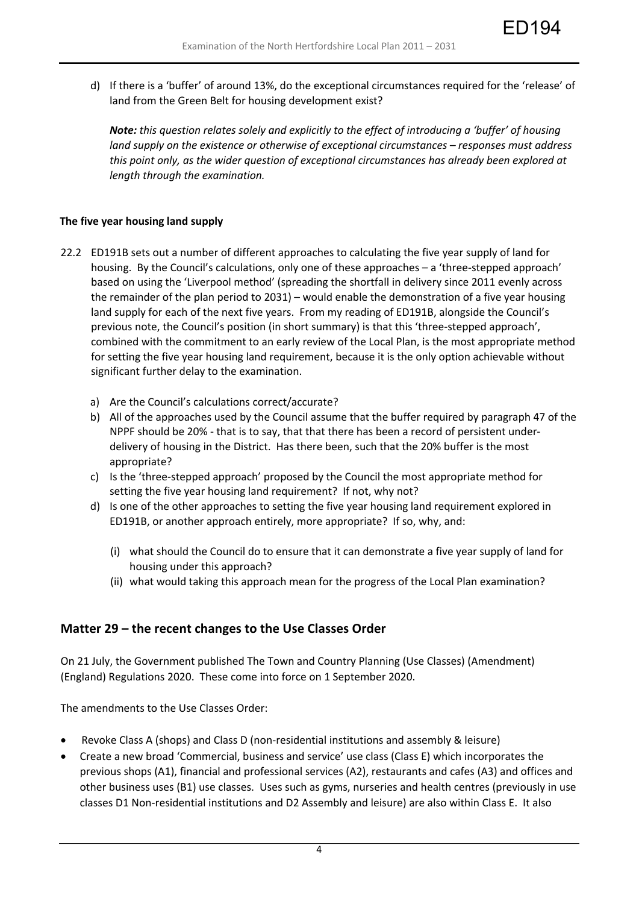d) If there is a 'buffer' of around 13%, do the exceptional circumstances required for the 'release' of land from the Green Belt for housing development exist?

*__Note:__ this question relates solely and explicitly to the effect of introducing a 'buffer' of housing land supply on the existence or otherwise of exceptional circumstances – responses must address this point only, as the wider question of exceptional circumstances has already been explored at length through the examination.*

**The five year housing land supply**

22.2 ED191B sets out a number of different approaches to calculating the five year supply of land for housing. By the Council's calculations, only one of these approaches – a 'three-stepped approach' based on using the 'Liverpool method' (spreading the shortfall in delivery since 2011 evenly across the remainder of the plan period to 2031) – would enable the demonstration of a five year housing land supply for each of the next five years. From my reading of ED191B, alongside the Council's previous note, the Council's position (in short summary) is that this 'three-stepped approach', combined with the commitment to an early review of the Local Plan, is the most appropriate method for setting the five year housing land requirement, because it is the only option achievable without significant further delay to the examination.

a) Are the Council's calculations correct/accurate?
b) All of the approaches used by the Council assume that the buffer required by paragraph 47 of the NPPF should be 20% - that is to say, that that there has been a record of persistent under-delivery of housing in the District. Has there been, such that the 20% buffer is the most appropriate?
c) Is the 'three-stepped approach' proposed by the Council the most appropriate method for setting the five year housing land requirement? If not, why not?
d) Is one of the other approaches to setting the five year housing land requirement explored in ED191B, or another approach entirely, more appropriate? If so, why, and:
    (i) what should the Council do to ensure that it can demonstrate a five year supply of land for housing under this approach?
    (ii) what would taking this approach mean for the progress of the Local Plan examination?

## Matter 29 – the recent changes to the Use Classes Order

On 21 July, the Government published The Town and Country Planning (Use Classes) (Amendment) (England) Regulations 2020. These come into force on 1 September 2020.

The amendments to the Use Classes Order:

- Revoke Class A (shops) and Class D (non-residential institutions and assembly & leisure)
- Create a new broad 'Commercial, business and service' use class (Class E) which incorporates the previous shops (A1), financial and professional services (A2), restaurants and cafes (A3) and offices and other business uses (B1) use classes. Uses such as gyms, nurseries and health centres (previously in use classes D1 Non-residential institutions and D2 Assembly and leisure) are also within Class E. It also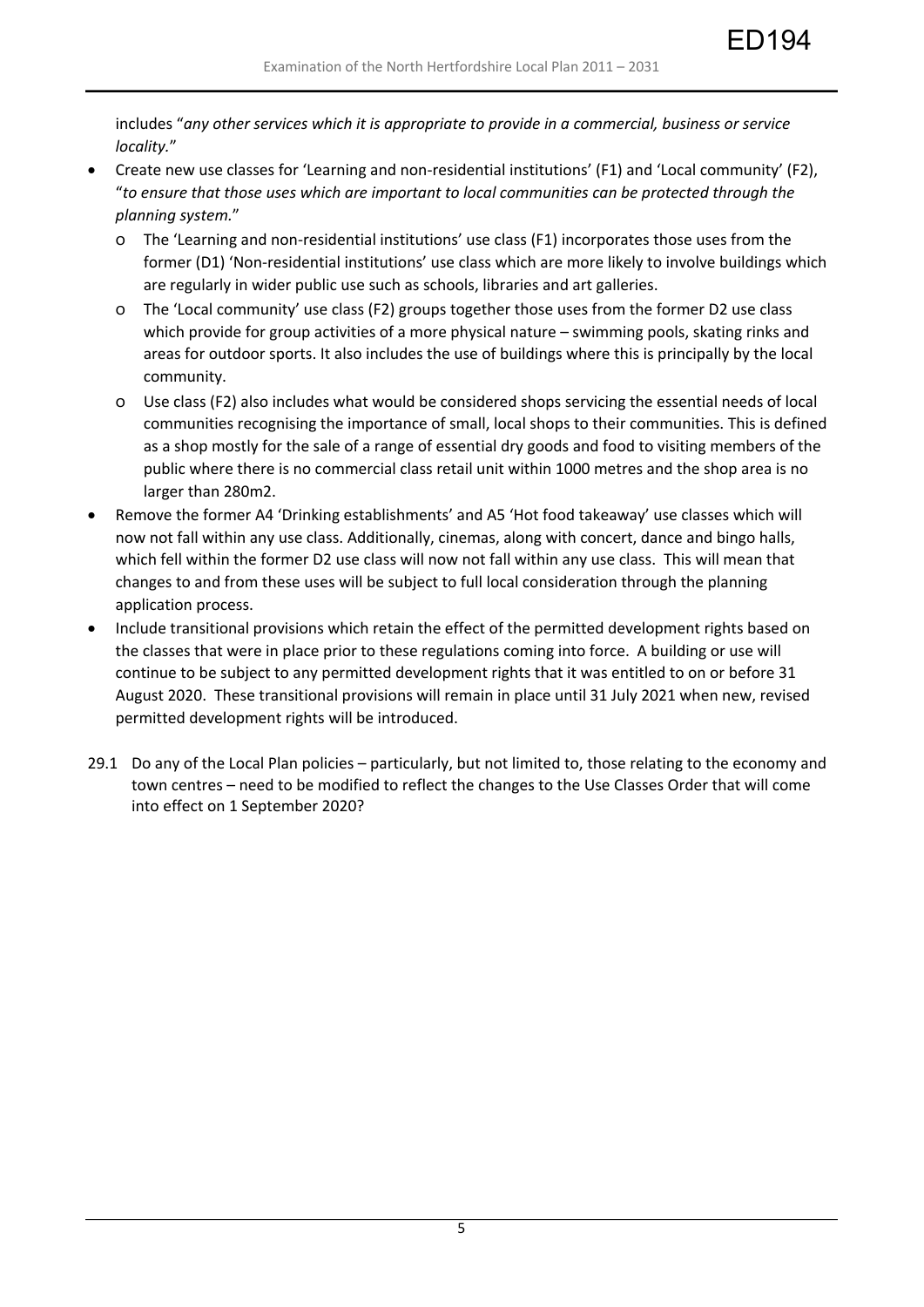includes "*any other services which it is appropriate to provide in a commercial, business or service locality.*"

- Create new use classes for 'Learning and non-residential institutions' (F1) and 'Local community' (F2), "*to ensure that those uses which are important to local communities can be protected through the planning system.*"
  - The 'Learning and non-residential institutions' use class (F1) incorporates those uses from the former (D1) 'Non-residential institutions' use class which are more likely to involve buildings which are regularly in wider public use such as schools, libraries and art galleries.
  - The 'Local community' use class (F2) groups together those uses from the former D2 use class which provide for group activities of a more physical nature – swimming pools, skating rinks and areas for outdoor sports. It also includes the use of buildings where this is principally by the local community.
  - Use class (F2) also includes what would be considered shops servicing the essential needs of local communities recognising the importance of small, local shops to their communities. This is defined as a shop mostly for the sale of a range of essential dry goods and food to visiting members of the public where there is no commercial class retail unit within 1000 metres and the shop area is no larger than 280m2.
- Remove the former A4 'Drinking establishments' and A5 'Hot food takeaway' use classes which will now not fall within any use class. Additionally, cinemas, along with concert, dance and bingo halls, which fell within the former D2 use class will now not fall within any use class. This will mean that changes to and from these uses will be subject to full local consideration through the planning application process.
- Include transitional provisions which retain the effect of the permitted development rights based on the classes that were in place prior to these regulations coming into force. A building or use will continue to be subject to any permitted development rights that it was entitled to on or before 31 August 2020. These transitional provisions will remain in place until 31 July 2021 when new, revised permitted development rights will be introduced.

29.1 Do any of the Local Plan policies – particularly, but not limited to, those relating to the economy and town centres – need to be modified to reflect the changes to the Use Classes Order that will come into effect on 1 September 2020?